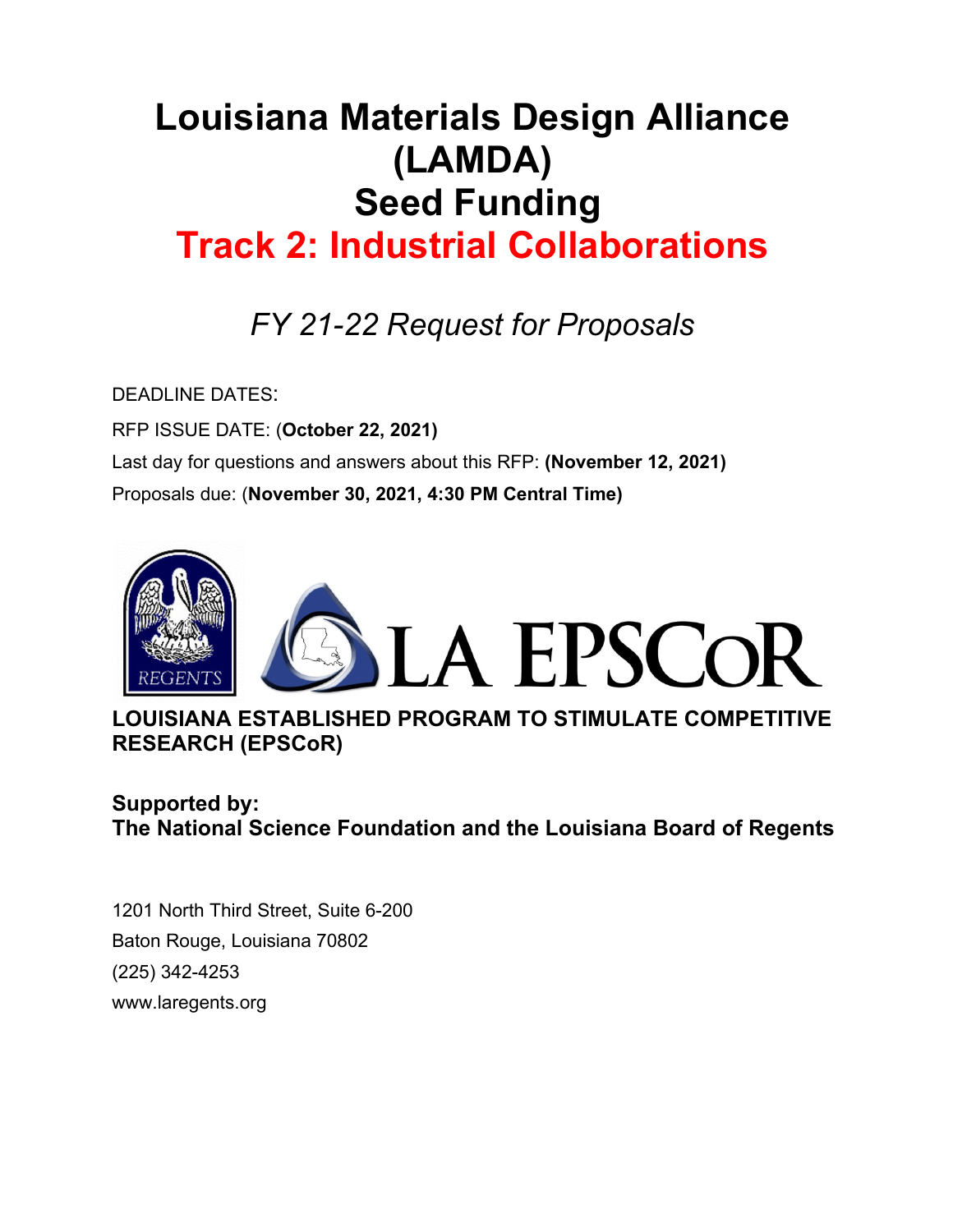# Louisiana Materials Design Alliance (LAMDA)
# Seed Funding
# Track 2: Industrial Collaborations

*FY 21-22 Request for Proposals*

DEADLINE DATES:

RFP ISSUE DATE: (**October 22, 2021)**

Last day for questions and answers about this RFP: **(November 12, 2021)**

Proposals due: (**November 30, 2021, 4:30 PM Central Time)**

REGENTS

LA EPSCoR

**LOUISIANA ESTABLISHED PROGRAM TO STIMULATE COMPETITIVE RESEARCH (EPSCoR)**

**Supported by:**
**The National Science Foundation and the Louisiana Board of Regents**

1201 North Third Street, Suite 6-200
Baton Rouge, Louisiana 70802
(225) 342-4253
www.laregents.org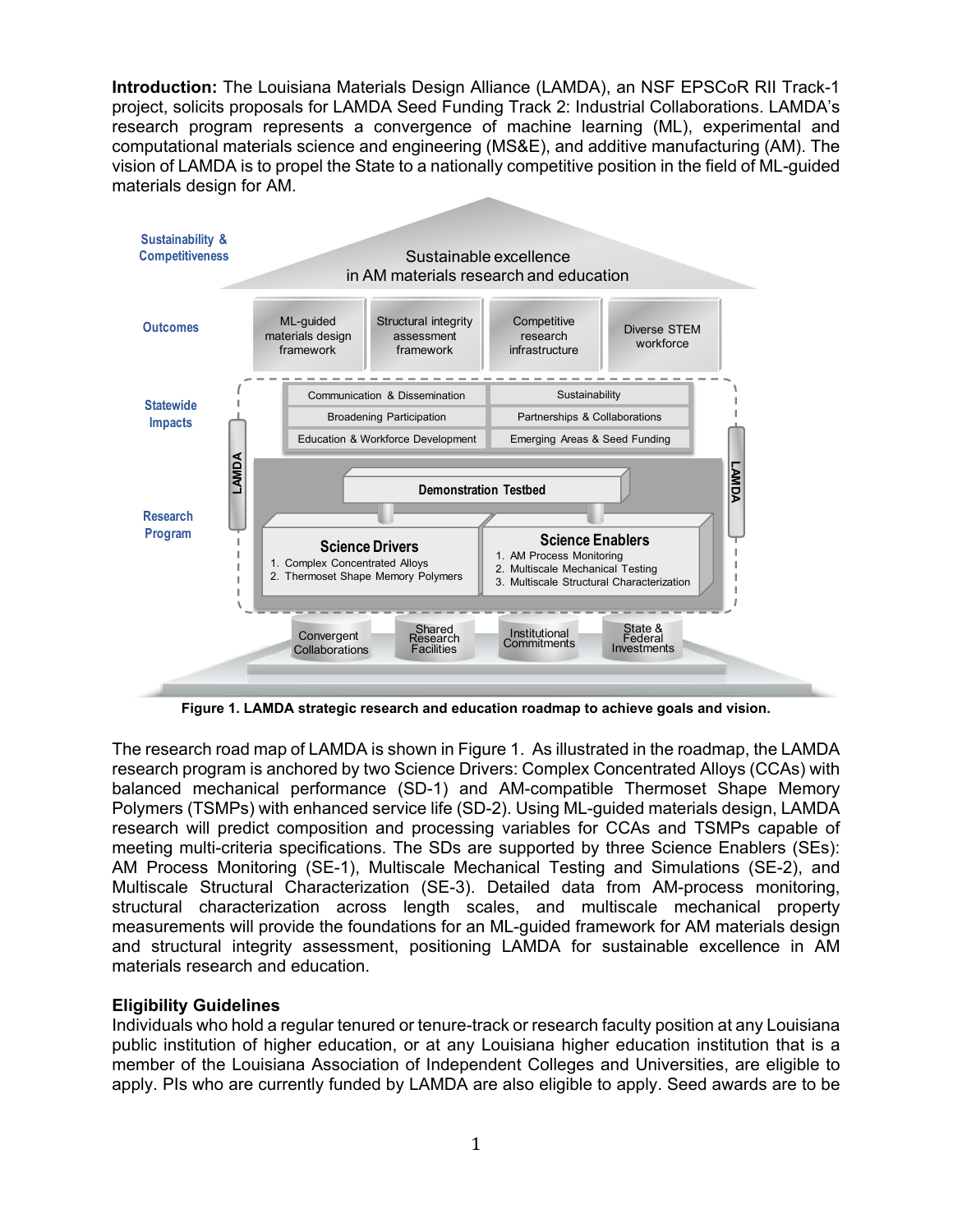**Introduction:** The Louisiana Materials Design Alliance (LAMDA), an NSF EPSCoR RII Track-1 project, solicits proposals for LAMDA Seed Funding Track 2: Industrial Collaborations. LAMDA's research program represents a convergence of machine learning (ML), experimental and computational materials science and engineering (MS&E), and additive manufacturing (AM). The vision of LAMDA is to propel the State to a nationally competitive position in the field of ML-guided materials design for AM.

**Figure 1. LAMDA strategic research and education roadmap to achieve goals and vision.**

The research road map of LAMDA is shown in Figure 1. As illustrated in the roadmap, the LAMDA research program is anchored by two Science Drivers: Complex Concentrated Alloys (CCAs) with balanced mechanical performance (SD-1) and AM-compatible Thermoset Shape Memory Polymers (TSMPs) with enhanced service life (SD-2). Using ML-guided materials design, LAMDA research will predict composition and processing variables for CCAs and TSMPs capable of meeting multi-criteria specifications. The SDs are supported by three Science Enablers (SEs): AM Process Monitoring (SE-1), Multiscale Mechanical Testing and Simulations (SE-2), and Multiscale Structural Characterization (SE-3). Detailed data from AM-process monitoring, structural characterization across length scales, and multiscale mechanical property measurements will provide the foundations for an ML-guided framework for AM materials design and structural integrity assessment, positioning LAMDA for sustainable excellence in AM materials research and education.

**Eligibility Guidelines**

Individuals who hold a regular tenured or tenure-track or research faculty position at any Louisiana public institution of higher education, or at any Louisiana higher education institution that is a member of the Louisiana Association of Independent Colleges and Universities, are eligible to apply. PIs who are currently funded by LAMDA are also eligible to apply. Seed awards are to be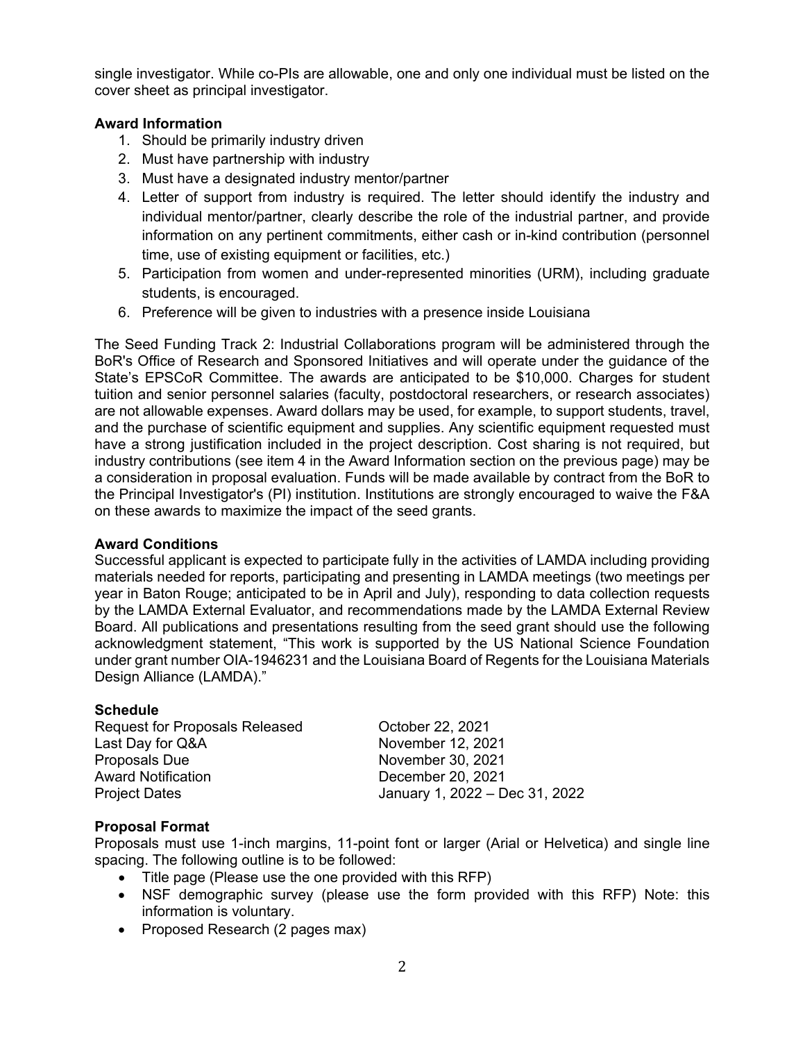single investigator. While co-PIs are allowable, one and only one individual must be listed on the cover sheet as principal investigator.

**Award Information**

1. Should be primarily industry driven
2. Must have partnership with industry
3. Must have a designated industry mentor/partner
4. Letter of support from industry is required. The letter should identify the industry and individual mentor/partner, clearly describe the role of the industrial partner, and provide information on any pertinent commitments, either cash or in-kind contribution (personnel time, use of existing equipment or facilities, etc.)
5. Participation from women and under-represented minorities (URM), including graduate students, is encouraged.
6. Preference will be given to industries with a presence inside Louisiana

The Seed Funding Track 2: Industrial Collaborations program will be administered through the BoR's Office of Research and Sponsored Initiatives and will operate under the guidance of the State's EPSCoR Committee. The awards are anticipated to be $10,000. Charges for student tuition and senior personnel salaries (faculty, postdoctoral researchers, or research associates) are not allowable expenses. Award dollars may be used, for example, to support students, travel, and the purchase of scientific equipment and supplies. Any scientific equipment requested must have a strong justification included in the project description. Cost sharing is not required, but industry contributions (see item 4 in the Award Information section on the previous page) may be a consideration in proposal evaluation. Funds will be made available by contract from the BoR to the Principal Investigator's (PI) institution. Institutions are strongly encouraged to waive the F&A on these awards to maximize the impact of the seed grants.

**Award Conditions**

Successful applicant is expected to participate fully in the activities of LAMDA including providing materials needed for reports, participating and presenting in LAMDA meetings (two meetings per year in Baton Rouge; anticipated to be in April and July), responding to data collection requests by the LAMDA External Evaluator, and recommendations made by the LAMDA External Review Board. All publications and presentations resulting from the seed grant should use the following acknowledgment statement, "This work is supported by the US National Science Foundation under grant number OIA-1946231 and the Louisiana Board of Regents for the Louisiana Materials Design Alliance (LAMDA)."

**Schedule**

| | |
|---|---|
| Request for Proposals Released | October 22, 2021 |
| Last Day for Q&A | November 12, 2021 |
| Proposals Due | November 30, 2021 |
| Award Notification | December 20, 2021 |
| Project Dates | January 1, 2022 – Dec 31, 2022 |

**Proposal Format**

Proposals must use 1-inch margins, 11-point font or larger (Arial or Helvetica) and single line spacing. The following outline is to be followed:

- Title page (Please use the one provided with this RFP)
- NSF demographic survey (please use the form provided with this RFP) Note: this information is voluntary.
- Proposed Research (2 pages max)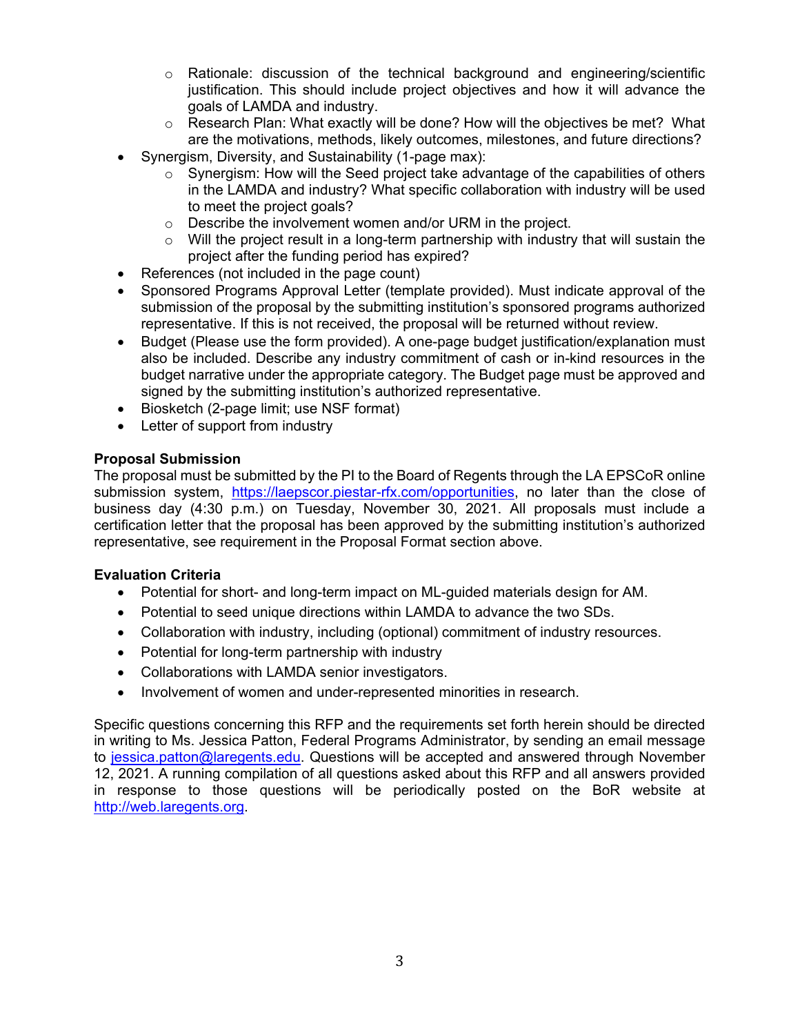- Rationale: discussion of the technical background and engineering/scientific justification. This should include project objectives and how it will advance the goals of LAMDA and industry.
    - Research Plan: What exactly will be done? How will the objectives be met? What are the motivations, methods, likely outcomes, milestones, and future directions?
- Synergism, Diversity, and Sustainability (1-page max):
    - Synergism: How will the Seed project take advantage of the capabilities of others in the LAMDA and industry? What specific collaboration with industry will be used to meet the project goals?
    - Describe the involvement women and/or URM in the project.
    - Will the project result in a long-term partnership with industry that will sustain the project after the funding period has expired?
- References (not included in the page count)
- Sponsored Programs Approval Letter (template provided). Must indicate approval of the submission of the proposal by the submitting institution's sponsored programs authorized representative. If this is not received, the proposal will be returned without review.
- Budget (Please use the form provided). A one-page budget justification/explanation must also be included. Describe any industry commitment of cash or in-kind resources in the budget narrative under the appropriate category. The Budget page must be approved and signed by the submitting institution's authorized representative.
- Biosketch (2-page limit; use NSF format)
- Letter of support from industry

**Proposal Submission**

The proposal must be submitted by the PI to the Board of Regents through the LA EPSCoR online submission system, https://laepscor.piestar-rfx.com/opportunities, no later than the close of business day (4:30 p.m.) on Tuesday, November 30, 2021. All proposals must include a certification letter that the proposal has been approved by the submitting institution's authorized representative, see requirement in the Proposal Format section above.

**Evaluation Criteria**

- Potential for short- and long-term impact on ML-guided materials design for AM.
- Potential to seed unique directions within LAMDA to advance the two SDs.
- Collaboration with industry, including (optional) commitment of industry resources.
- Potential for long-term partnership with industry
- Collaborations with LAMDA senior investigators.
- Involvement of women and under-represented minorities in research.

Specific questions concerning this RFP and the requirements set forth herein should be directed in writing to Ms. Jessica Patton, Federal Programs Administrator, by sending an email message to jessica.patton@laregents.edu. Questions will be accepted and answered through November 12, 2021. A running compilation of all questions asked about this RFP and all answers provided in response to those questions will be periodically posted on the BoR website at http://web.laregents.org.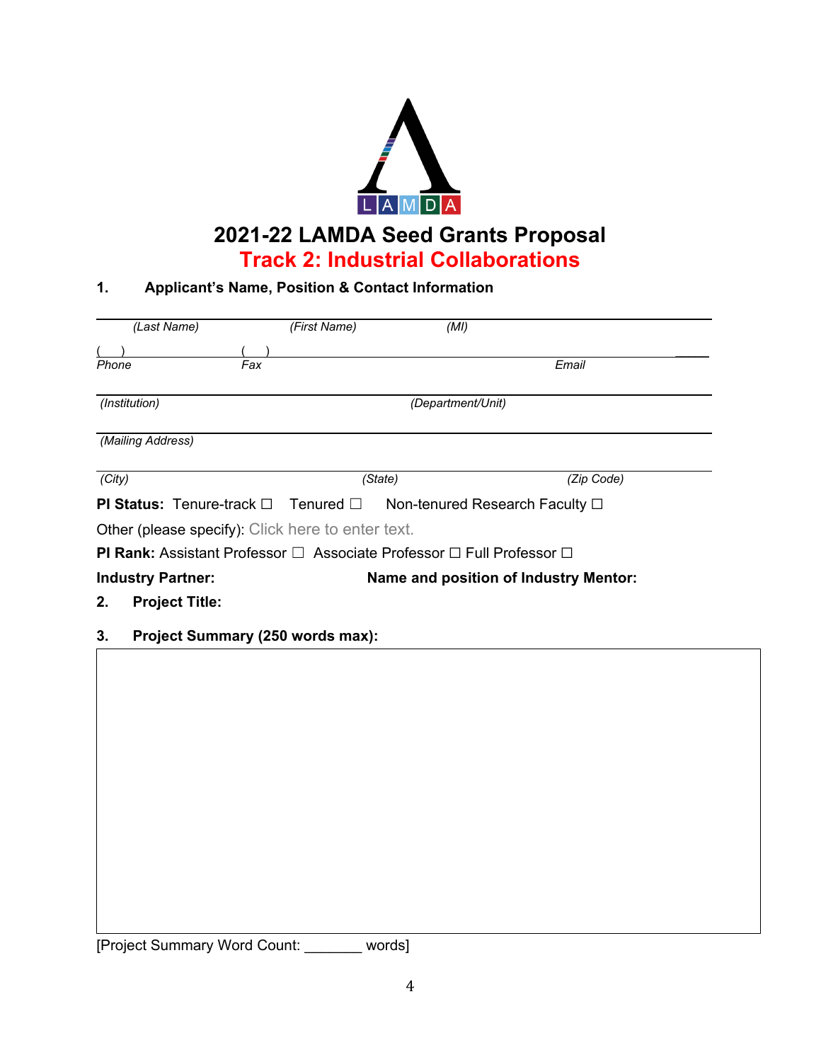# 2021-22 LAMDA Seed Grants Proposal

## Track 2: Industrial Collaborations

### 1. Applicant's Name, Position & Contact Information

_______________________________________________________________
*(Last Name)* *(First Name)* *(MI)*

( ) ( ) _____
Phone Fax Email

_______________________________________________________________
*(Institution)* *(Department/Unit)*

_______________________________________________________________
*(Mailing Address)*

_______________________________________________________________
*(City)* *(State)* *(Zip Code)*

**PI Status:** Tenure-track ☐ Tenured ☐ Non-tenured Research Faculty ☐

Other (please specify): Click here to enter text.

**PI Rank:** Assistant Professor ☐ Associate Professor ☐ Full Professor ☐

**Industry Partner:** **Name and position of Industry Mentor:**

### 2. Project Title:

### 3. Project Summary (250 words max):

[Project Summary Word Count: _______ words]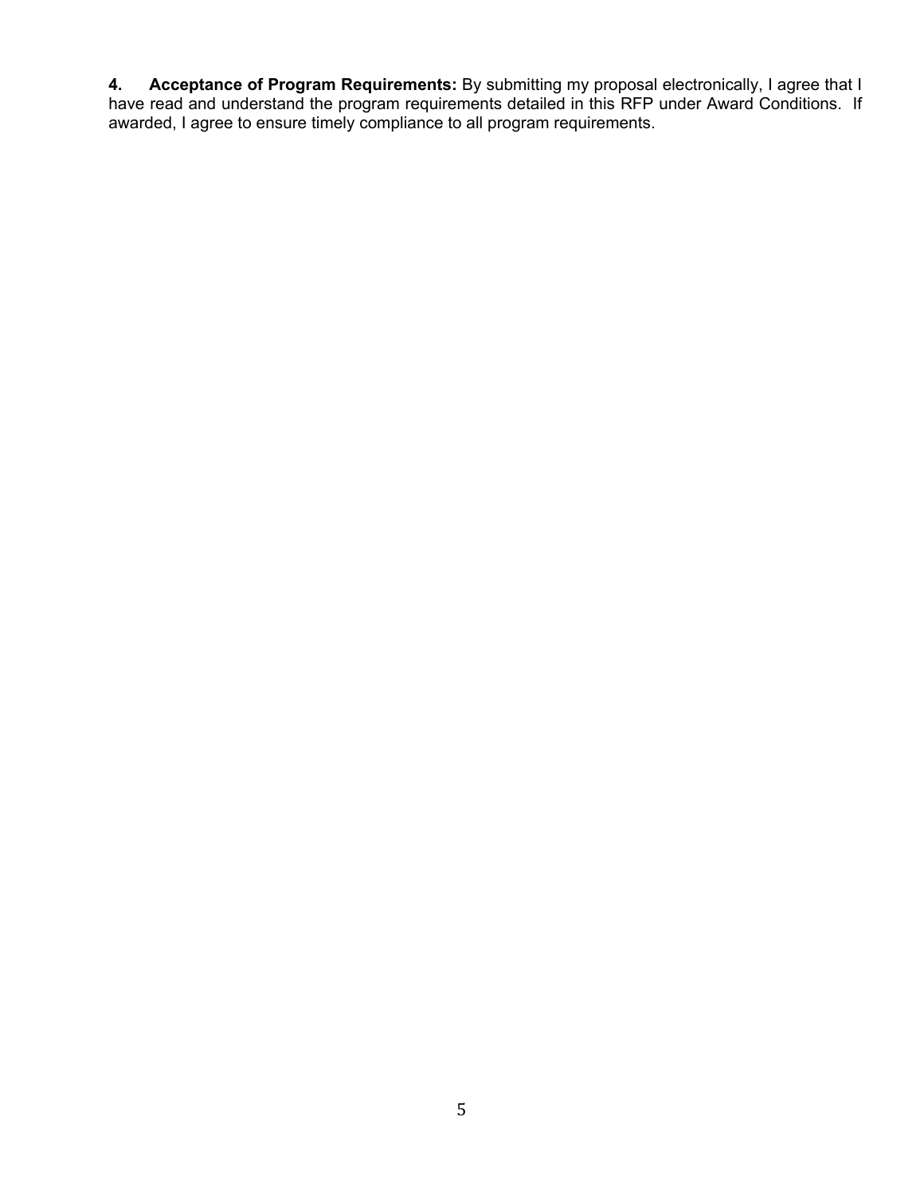**4. Acceptance of Program Requirements:** By submitting my proposal electronically, I agree that I have read and understand the program requirements detailed in this RFP under Award Conditions. If awarded, I agree to ensure timely compliance to all program requirements.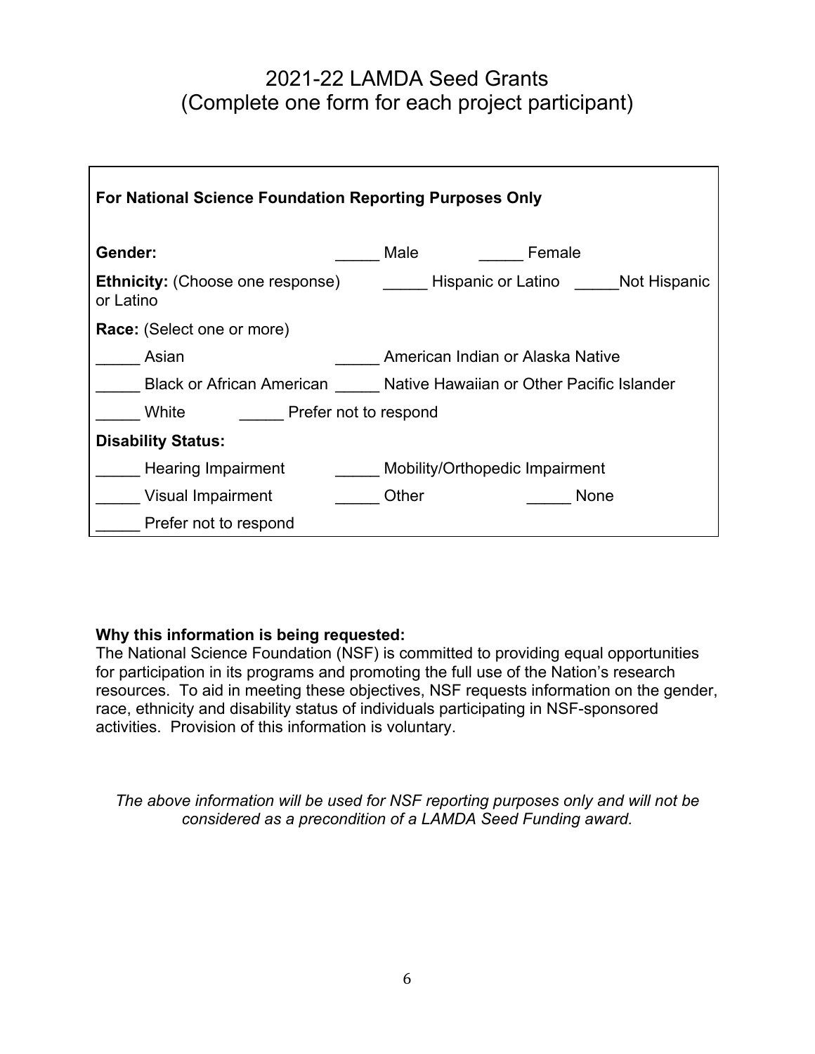# 2021-22 LAMDA Seed Grants
# (Complete one form for each project participant)

**For National Science Foundation Reporting Purposes Only**

**Gender:** _____ Male _____ Female

**Ethnicity:** (Choose one response) _____ Hispanic or Latino _____Not Hispanic or Latino

**Race:** (Select one or more)

_____ Asian _____ American Indian or Alaska Native

_____ Black or African American _____ Native Hawaiian or Other Pacific Islander

_____ White _____ Prefer not to respond

**Disability Status:**

_____ Hearing Impairment _____ Mobility/Orthopedic Impairment

_____ Visual Impairment _____ Other _____ None

_____ Prefer not to respond

**Why this information is being requested:**
The National Science Foundation (NSF) is committed to providing equal opportunities for participation in its programs and promoting the full use of the Nation's research resources. To aid in meeting these objectives, NSF requests information on the gender, race, ethnicity and disability status of individuals participating in NSF-sponsored activities. Provision of this information is voluntary.

*The above information will be used for NSF reporting purposes only and will not be considered as a precondition of a LAMDA Seed Funding award.*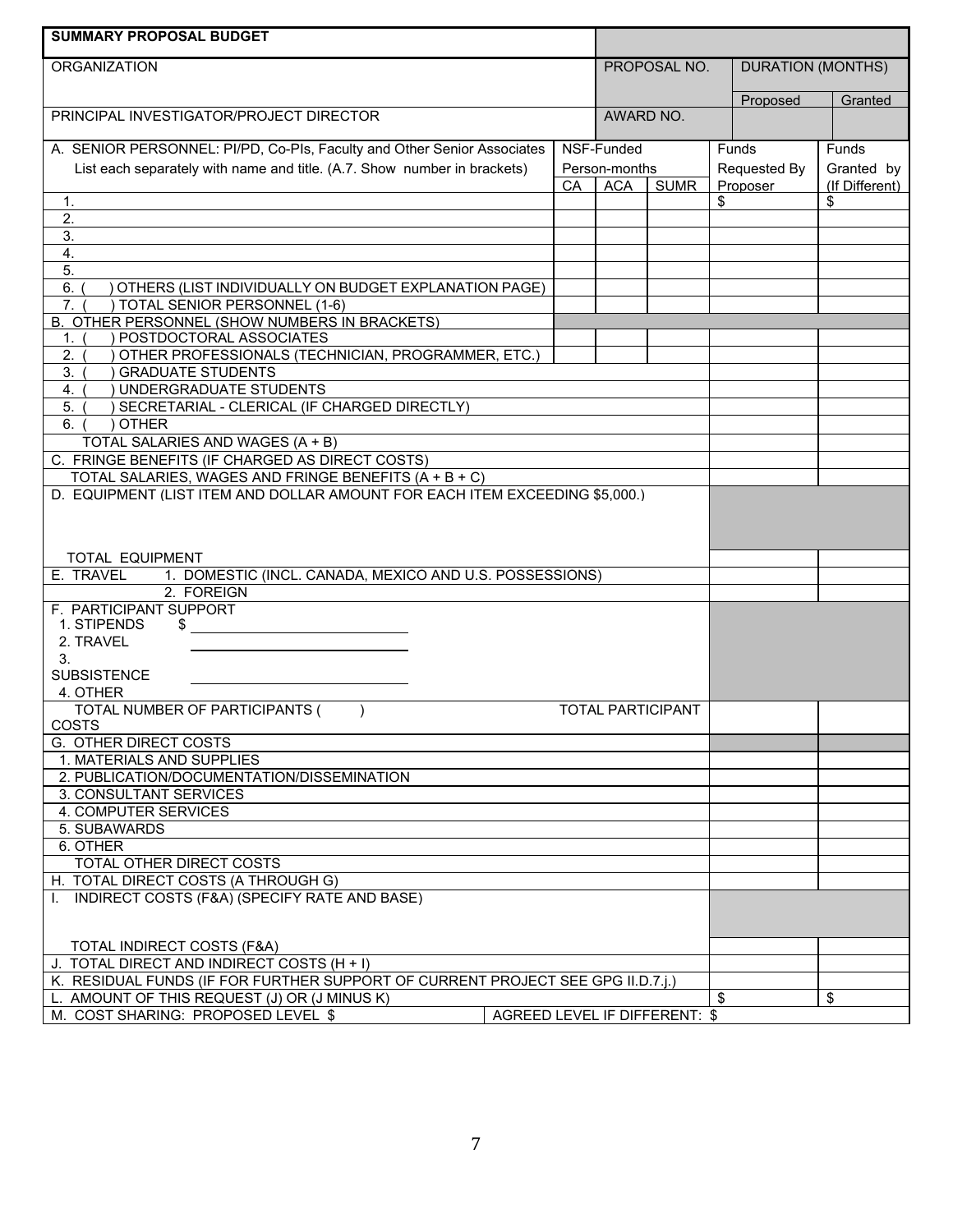## SUMMARY PROPOSAL BUDGET

| ORGANIZATION | PROPOSAL NO. | DURATION (MONTHS) | |
|---|---|---|---|
| | | Proposed | Granted |
| PRINCIPAL INVESTIGATOR/PROJECT DIRECTOR | AWARD NO. | | |

| A. SENIOR PERSONNEL: PI/PD, Co-PIs, Faculty and Other Senior Associates<br>List each separately with name and title. (A.7. Show number in brackets) | NSF-Funded Person-months | | | Funds Requested By Proposer | Funds Granted by (If Different) |
|---|---|---|---|---|---|
| | CA | ACA | SUMR | | |
| 1. | | | | $ | $ |
| 2. | | | | | |
| 3. | | | | | |
| 4. | | | | | |
| 5. | | | | | |
| 6. ( ) OTHERS (LIST INDIVIDUALLY ON BUDGET EXPLANATION PAGE) | | | | | |
| 7. ( ) TOTAL SENIOR PERSONNEL (1-6) | | | | | |
| B. OTHER PERSONNEL (SHOW NUMBERS IN BRACKETS) | | | | | |
| 1. ( ) POSTDOCTORAL ASSOCIATES | | | | | |
| 2. ( ) OTHER PROFESSIONALS (TECHNICIAN, PROGRAMMER, ETC.) | | | | | |
| 3. ( ) GRADUATE STUDENTS | | | | | |
| 4. ( ) UNDERGRADUATE STUDENTS | | | | | |
| 5. ( ) SECRETARIAL - CLERICAL (IF CHARGED DIRECTLY) | | | | | |
| 6. ( ) OTHER | | | | | |
| TOTAL SALARIES AND WAGES (A + B) | | | | | |
| C. FRINGE BENEFITS (IF CHARGED AS DIRECT COSTS) | | | | | |
| TOTAL SALARIES, WAGES AND FRINGE BENEFITS (A + B + C) | | | | | |
| D. EQUIPMENT (LIST ITEM AND DOLLAR AMOUNT FOR EACH ITEM EXCEEDING $5,000.) | | | | | |
| TOTAL EQUIPMENT | | | | | |
| E. TRAVEL 1. DOMESTIC (INCL. CANADA, MEXICO AND U.S. POSSESSIONS) | | | | | |
| 2. FOREIGN | | | | | |
| F. PARTICIPANT SUPPORT<br>1. STIPENDS $ ________<br>2. TRAVEL ________<br>3. SUBSISTENCE ________<br>4. OTHER | | | | | |
| TOTAL NUMBER OF PARTICIPANTS ( ) TOTAL PARTICIPANT COSTS | | | | | |
| G. OTHER DIRECT COSTS | | | | | |
| 1. MATERIALS AND SUPPLIES | | | | | |
| 2. PUBLICATION/DOCUMENTATION/DISSEMINATION | | | | | |
| 3. CONSULTANT SERVICES | | | | | |
| 4. COMPUTER SERVICES | | | | | |
| 5. SUBAWARDS | | | | | |
| 6. OTHER | | | | | |
| TOTAL OTHER DIRECT COSTS | | | | | |
| H. TOTAL DIRECT COSTS (A THROUGH G) | | | | | |
| I. INDIRECT COSTS (F&A) (SPECIFY RATE AND BASE) | | | | | |
| TOTAL INDIRECT COSTS (F&A) | | | | | |
| J. TOTAL DIRECT AND INDIRECT COSTS (H + I) | | | | | |
| K. RESIDUAL FUNDS (IF FOR FURTHER SUPPORT OF CURRENT PROJECT SEE GPG II.D.7.j.) | | | | | |
| L. AMOUNT OF THIS REQUEST (J) OR (J MINUS K) | | | | $ | $ |
| M. COST SHARING: PROPOSED LEVEL $ | AGREED LEVEL IF DIFFERENT: $ | | | | |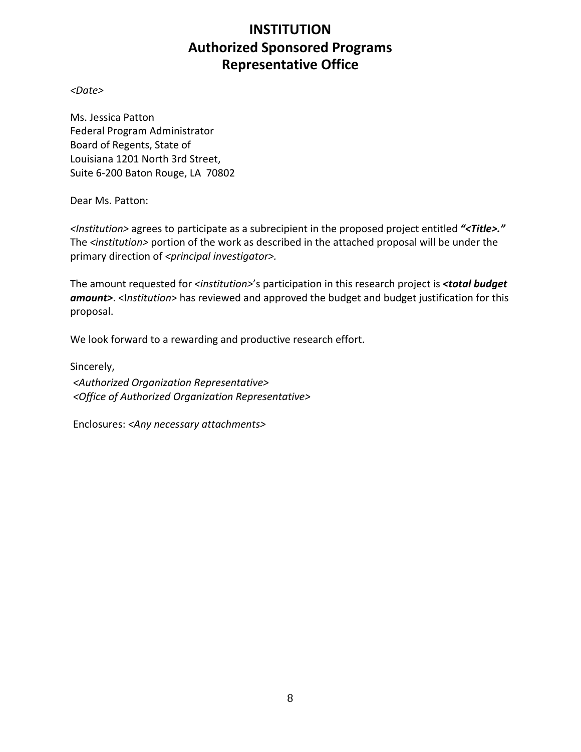# INSTITUTION
# Authorized Sponsored Programs
# Representative Office

*<Date>*

Ms. Jessica Patton
Federal Program Administrator
Board of Regents, State of
Louisiana 1201 North 3rd Street,
Suite 6-200 Baton Rouge, LA 70802

Dear Ms. Patton:

*<Institution>* agrees to participate as a subrecipient in the proposed project entitled ***"<Title>."*** The *<institution>* portion of the work as described in the attached proposal will be under the primary direction of *<principal investigator>.*

The amount requested for *<institution>*'s participation in this research project is ***<total budget amount>***. <I*nstitution*> has reviewed and approved the budget and budget justification for this proposal.

We look forward to a rewarding and productive research effort.

Sincerely,
*<Authorized Organization Representative>*
*<Office of Authorized Organization Representative>*

Enclosures: *<Any necessary attachments>*